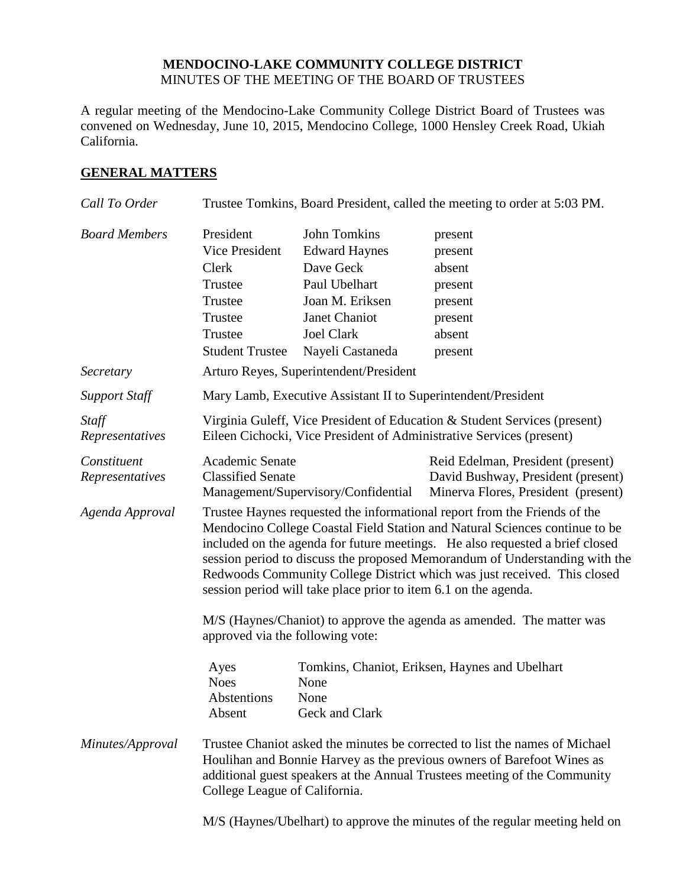**MENDOCINO-LAKE COMMUNITY COLLEGE DISTRICT**
MINUTES OF THE MEETING OF THE BOARD OF TRUSTEES

A regular meeting of the Mendocino-Lake Community College District Board of Trustees was convened on Wednesday, June 10, 2015, Mendocino College, 1000 Hensley Creek Road, Ukiah California.

## GENERAL MATTERS

*Call To Order* — Trustee Tomkins, Board President, called the meeting to order at 5:03 PM.

*Board Members*

| | | |
|---|---|---|
| President | John Tomkins | present |
| Vice President | Edward Haynes | present |
| Clerk | Dave Geck | absent |
| Trustee | Paul Ubelhart | present |
| Trustee | Joan M. Eriksen | present |
| Trustee | Janet Chaniot | present |
| Trustee | Joel Clark | absent |
| Student Trustee | Nayeli Castaneda | present |

*Secretary* — Arturo Reyes, Superintendent/President

*Support Staff* — Mary Lamb, Executive Assistant II to Superintendent/President

*Staff Representatives* — Virginia Guleff, Vice President of Education & Student Services (present)
Eileen Cichocki, Vice President of Administrative Services (present)

*Constituent Representatives*

| | |
|---|---|
| Academic Senate | Reid Edelman, President (present) |
| Classified Senate | David Bushway, President (present) |
| Management/Supervisory/Confidential | Minerva Flores, President (present) |

*Agenda Approval* — Trustee Haynes requested the informational report from the Friends of the Mendocino College Coastal Field Station and Natural Sciences continue to be included on the agenda for future meetings. He also requested a brief closed session period to discuss the proposed Memorandum of Understanding with the Redwoods Community College District which was just received. This closed session period will take place prior to item 6.1 on the agenda.

M/S (Haynes/Chaniot) to approve the agenda as amended. The matter was approved via the following vote:

| | |
|---|---|
| Ayes | Tomkins, Chaniot, Eriksen, Haynes and Ubelhart |
| Noes | None |
| Abstentions | None |
| Absent | Geck and Clark |

*Minutes/Approval* — Trustee Chaniot asked the minutes be corrected to list the names of Michael Houlihan and Bonnie Harvey as the previous owners of Barefoot Wines as additional guest speakers at the Annual Trustees meeting of the Community College League of California.

M/S (Haynes/Ubelhart) to approve the minutes of the regular meeting held on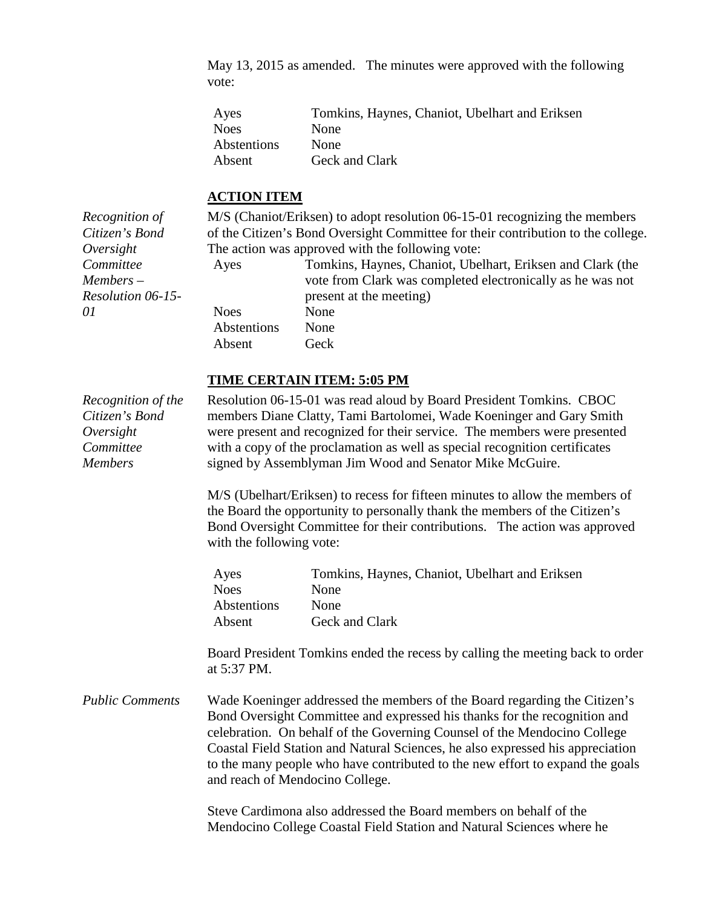May 13, 2015 as amended. The minutes were approved with the following vote:

| | |
|---|---|
| Ayes | Tomkins, Haynes, Chaniot, Ubelhart and Eriksen |
| Noes | None |
| Abstentions | None |
| Absent | Geck and Clark |

## ACTION ITEM

*Recognition of Citizen's Bond Oversight Committee Members – Resolution 06-15-01*

M/S (Chaniot/Eriksen) to adopt resolution 06-15-01 recognizing the members of the Citizen's Bond Oversight Committee for their contribution to the college. The action was approved with the following vote:

| | |
|---|---|
| Ayes | Tomkins, Haynes, Chaniot, Ubelhart, Eriksen and Clark (the vote from Clark was completed electronically as he was not present at the meeting) |
| Noes | None |
| Abstentions | None |
| Absent | Geck |

## TIME CERTAIN ITEM: 5:05 PM

*Recognition of the Citizen's Bond Oversight Committee Members*

Resolution 06-15-01 was read aloud by Board President Tomkins. CBOC members Diane Clatty, Tami Bartolomei, Wade Koeninger and Gary Smith were present and recognized for their service. The members were presented with a copy of the proclamation as well as special recognition certificates signed by Assemblyman Jim Wood and Senator Mike McGuire.

M/S (Ubelhart/Eriksen) to recess for fifteen minutes to allow the members of the Board the opportunity to personally thank the members of the Citizen's Bond Oversight Committee for their contributions. The action was approved with the following vote:

| | |
|---|---|
| Ayes | Tomkins, Haynes, Chaniot, Ubelhart and Eriksen |
| Noes | None |
| Abstentions | None |
| Absent | Geck and Clark |

Board President Tomkins ended the recess by calling the meeting back to order at 5:37 PM.

*Public Comments*

Wade Koeninger addressed the members of the Board regarding the Citizen's Bond Oversight Committee and expressed his thanks for the recognition and celebration. On behalf of the Governing Counsel of the Mendocino College Coastal Field Station and Natural Sciences, he also expressed his appreciation to the many people who have contributed to the new effort to expand the goals and reach of Mendocino College.

Steve Cardimona also addressed the Board members on behalf of the Mendocino College Coastal Field Station and Natural Sciences where he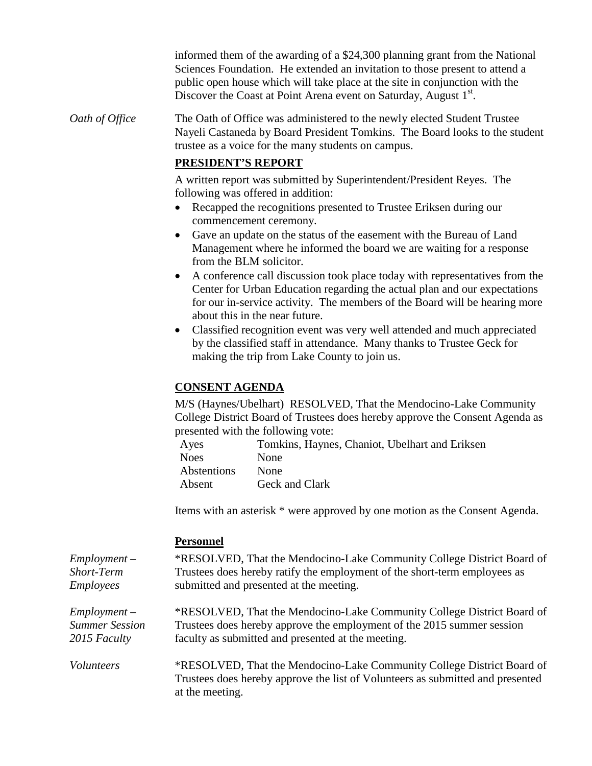informed them of the awarding of a $24,300 planning grant from the National Sciences Foundation. He extended an invitation to those present to attend a public open house which will take place at the site in conjunction with the Discover the Coast at Point Arena event on Saturday, August 1st.

*Oath of Office*

The Oath of Office was administered to the newly elected Student Trustee Nayeli Castaneda by Board President Tomkins. The Board looks to the student trustee as a voice for the many students on campus.

## PRESIDENT'S REPORT

A written report was submitted by Superintendent/President Reyes. The following was offered in addition:

- Recapped the recognitions presented to Trustee Eriksen during our commencement ceremony.
- Gave an update on the status of the easement with the Bureau of Land Management where he informed the board we are waiting for a response from the BLM solicitor.
- A conference call discussion took place today with representatives from the Center for Urban Education regarding the actual plan and our expectations for our in-service activity. The members of the Board will be hearing more about this in the near future.
- Classified recognition event was very well attended and much appreciated by the classified staff in attendance. Many thanks to Trustee Geck for making the trip from Lake County to join us.

## CONSENT AGENDA

M/S (Haynes/Ubelhart) RESOLVED, That the Mendocino-Lake Community College District Board of Trustees does hereby approve the Consent Agenda as presented with the following vote:

| | |
|---|---|
| Ayes | Tomkins, Haynes, Chaniot, Ubelhart and Eriksen |
| Noes | None |
| Abstentions | None |
| Absent | Geck and Clark |

Items with an asterisk * were approved by one motion as the Consent Agenda.

### Personnel

*Employment – Short-Term Employees*

*RESOLVED, That the Mendocino-Lake Community College District Board of Trustees does hereby ratify the employment of the short-term employees as submitted and presented at the meeting.

*Employment – Summer Session 2015 Faculty*

*RESOLVED, That the Mendocino-Lake Community College District Board of Trustees does hereby approve the employment of the 2015 summer session faculty as submitted and presented at the meeting.

*Volunteers*

*RESOLVED, That the Mendocino-Lake Community College District Board of Trustees does hereby approve the list of Volunteers as submitted and presented at the meeting.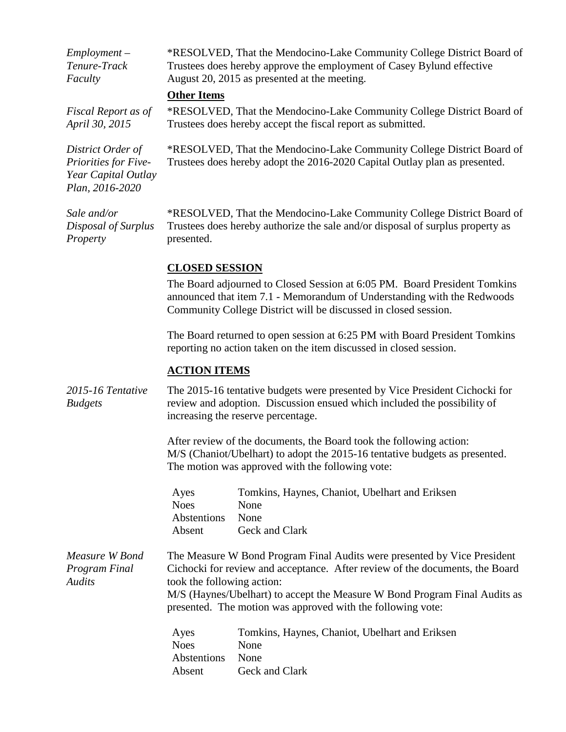*Employment – Tenure-Track Faculty*

*RESOLVED, That the Mendocino-Lake Community College District Board of Trustees does hereby approve the employment of Casey Bylund effective August 20, 2015 as presented at the meeting.

**Other Items**

*Fiscal Report as of April 30, 2015*

*RESOLVED, That the Mendocino-Lake Community College District Board of Trustees does hereby accept the fiscal report as submitted.

*District Order of Priorities for Five-Year Capital Outlay Plan, 2016-2020*

*RESOLVED, That the Mendocino-Lake Community College District Board of Trustees does hereby adopt the 2016-2020 Capital Outlay plan as presented.

*Sale and/or Disposal of Surplus Property*

*RESOLVED, That the Mendocino-Lake Community College District Board of Trustees does hereby authorize the sale and/or disposal of surplus property as presented.

**CLOSED SESSION**

The Board adjourned to Closed Session at 6:05 PM. Board President Tomkins announced that item 7.1 - Memorandum of Understanding with the Redwoods Community College District will be discussed in closed session.

The Board returned to open session at 6:25 PM with Board President Tomkins reporting no action taken on the item discussed in closed session.

**ACTION ITEMS**

*2015-16 Tentative Budgets*

The 2015-16 tentative budgets were presented by Vice President Cichocki for review and adoption. Discussion ensued which included the possibility of increasing the reserve percentage.

After review of the documents, the Board took the following action:
M/S (Chaniot/Ubelhart) to adopt the 2015-16 tentative budgets as presented. The motion was approved with the following vote:

| | |
|---|---|
| Ayes | Tomkins, Haynes, Chaniot, Ubelhart and Eriksen |
| Noes | None |
| Abstentions | None |
| Absent | Geck and Clark |

*Measure W Bond Program Final Audits*

The Measure W Bond Program Final Audits were presented by Vice President Cichocki for review and acceptance. After review of the documents, the Board took the following action:
M/S (Haynes/Ubelhart) to accept the Measure W Bond Program Final Audits as presented. The motion was approved with the following vote:

| | |
|---|---|
| Ayes | Tomkins, Haynes, Chaniot, Ubelhart and Eriksen |
| Noes | None |
| Abstentions | None |
| Absent | Geck and Clark |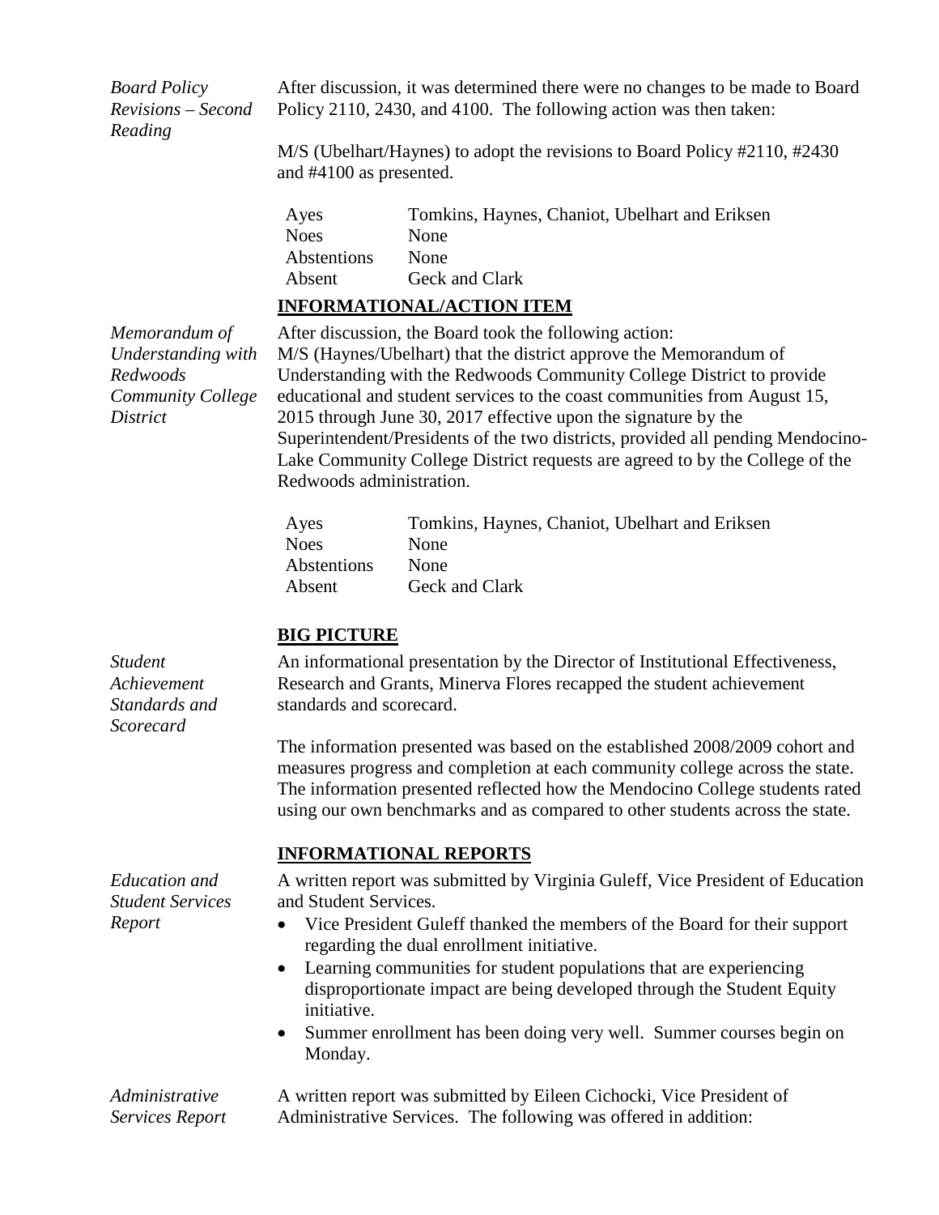*Board Policy Revisions – Second Reading*

After discussion, it was determined there were no changes to be made to Board Policy 2110, 2430, and 4100. The following action was then taken:

M/S (Ubelhart/Haynes) to adopt the revisions to Board Policy #2110, #2430 and #4100 as presented.

| | |
|---|---|
| Ayes | Tomkins, Haynes, Chaniot, Ubelhart and Eriksen |
| Noes | None |
| Abstentions | None |
| Absent | Geck and Clark |

## INFORMATIONAL/ACTION ITEM

*Memorandum of Understanding with Redwoods Community College District*

After discussion, the Board took the following action:
M/S (Haynes/Ubelhart) that the district approve the Memorandum of Understanding with the Redwoods Community College District to provide educational and student services to the coast communities from August 15, 2015 through June 30, 2017 effective upon the signature by the Superintendent/Presidents of the two districts, provided all pending Mendocino-Lake Community College District requests are agreed to by the College of the Redwoods administration.

| | |
|---|---|
| Ayes | Tomkins, Haynes, Chaniot, Ubelhart and Eriksen |
| Noes | None |
| Abstentions | None |
| Absent | Geck and Clark |

## BIG PICTURE

*Student Achievement Standards and Scorecard*

An informational presentation by the Director of Institutional Effectiveness, Research and Grants, Minerva Flores recapped the student achievement standards and scorecard.

The information presented was based on the established 2008/2009 cohort and measures progress and completion at each community college across the state. The information presented reflected how the Mendocino College students rated using our own benchmarks and as compared to other students across the state.

## INFORMATIONAL REPORTS

*Education and Student Services Report*

A written report was submitted by Virginia Guleff, Vice President of Education and Student Services.

- Vice President Guleff thanked the members of the Board for their support regarding the dual enrollment initiative.
- Learning communities for student populations that are experiencing disproportionate impact are being developed through the Student Equity initiative.
- Summer enrollment has been doing very well. Summer courses begin on Monday.

*Administrative Services Report*

A written report was submitted by Eileen Cichocki, Vice President of Administrative Services. The following was offered in addition: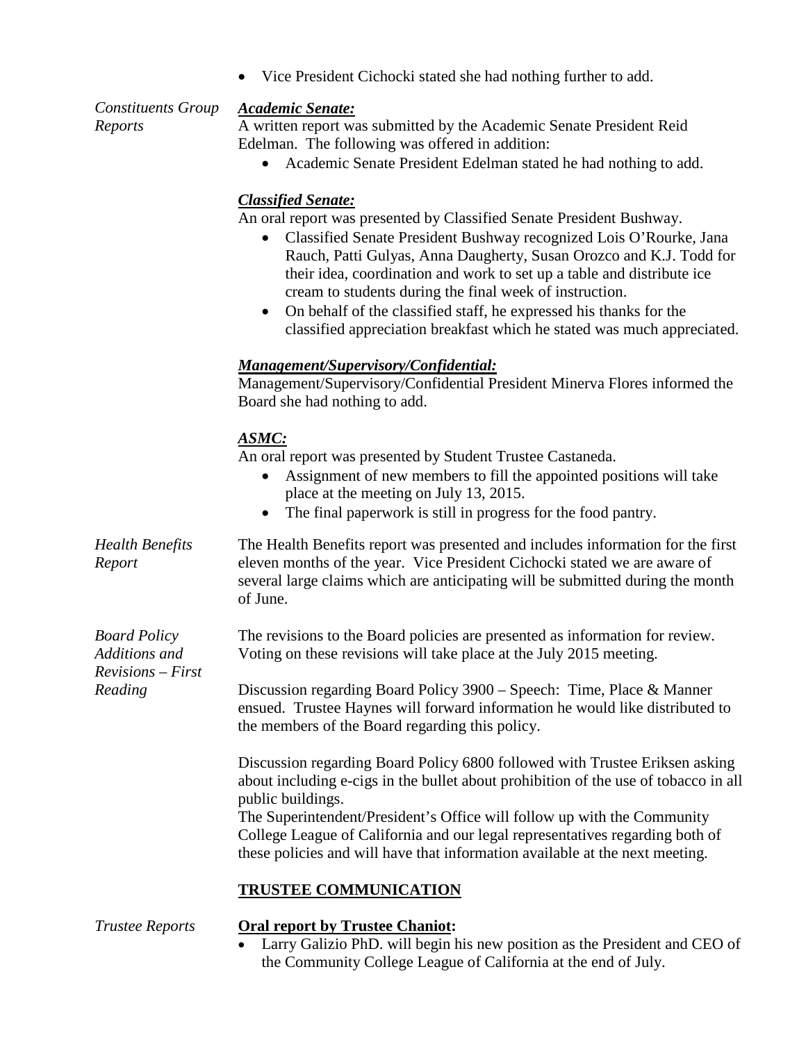- Vice President Cichocki stated she had nothing further to add.

*Constituents Group Reports*

***Academic Senate:***

A written report was submitted by the Academic Senate President Reid Edelman. The following was offered in addition:

- Academic Senate President Edelman stated he had nothing to add.

***Classified Senate:***

An oral report was presented by Classified Senate President Bushway.

- Classified Senate President Bushway recognized Lois O'Rourke, Jana Rauch, Patti Gulyas, Anna Daugherty, Susan Orozco and K.J. Todd for their idea, coordination and work to set up a table and distribute ice cream to students during the final week of instruction.
- On behalf of the classified staff, he expressed his thanks for the classified appreciation breakfast which he stated was much appreciated.

***Management/Supervisory/Confidential:***

Management/Supervisory/Confidential President Minerva Flores informed the Board she had nothing to add.

***ASMC:***

An oral report was presented by Student Trustee Castaneda.

- Assignment of new members to fill the appointed positions will take place at the meeting on July 13, 2015.
- The final paperwork is still in progress for the food pantry.

*Health Benefits Report*

The Health Benefits report was presented and includes information for the first eleven months of the year. Vice President Cichocki stated we are aware of several large claims which are anticipating will be submitted during the month of June.

*Board Policy Additions and Revisions – First Reading*

The revisions to the Board policies are presented as information for review. Voting on these revisions will take place at the July 2015 meeting.

Discussion regarding Board Policy 3900 – Speech: Time, Place & Manner ensued. Trustee Haynes will forward information he would like distributed to the members of the Board regarding this policy.

Discussion regarding Board Policy 6800 followed with Trustee Eriksen asking about including e-cigs in the bullet about prohibition of the use of tobacco in all public buildings.

The Superintendent/President's Office will follow up with the Community College League of California and our legal representatives regarding both of these policies and will have that information available at the next meeting.

## TRUSTEE COMMUNICATION

*Trustee Reports*

**Oral report by Trustee Chaniot:**

- Larry Galizio PhD. will begin his new position as the President and CEO of the Community College League of California at the end of July.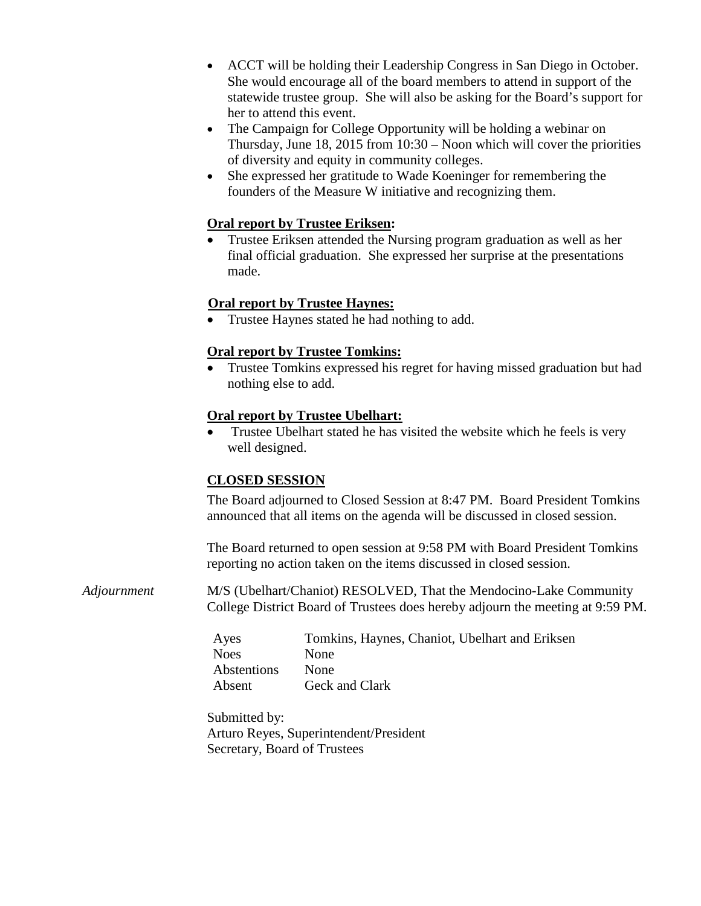- ACCT will be holding their Leadership Congress in San Diego in October. She would encourage all of the board members to attend in support of the statewide trustee group. She will also be asking for the Board's support for her to attend this event.
- The Campaign for College Opportunity will be holding a webinar on Thursday, June 18, 2015 from 10:30 – Noon which will cover the priorities of diversity and equity in community colleges.
- She expressed her gratitude to Wade Koeninger for remembering the founders of the Measure W initiative and recognizing them.

**Oral report by Trustee Eriksen:**

- Trustee Eriksen attended the Nursing program graduation as well as her final official graduation. She expressed her surprise at the presentations made.

**Oral report by Trustee Haynes:**

- Trustee Haynes stated he had nothing to add.

**Oral report by Trustee Tomkins:**

- Trustee Tomkins expressed his regret for having missed graduation but had nothing else to add.

**Oral report by Trustee Ubelhart:**

- Trustee Ubelhart stated he has visited the website which he feels is very well designed.

**CLOSED SESSION**

The Board adjourned to Closed Session at 8:47 PM. Board President Tomkins announced that all items on the agenda will be discussed in closed session.

The Board returned to open session at 9:58 PM with Board President Tomkins reporting no action taken on the items discussed in closed session.

*Adjournment*

M/S (Ubelhart/Chaniot) RESOLVED, That the Mendocino-Lake Community College District Board of Trustees does hereby adjourn the meeting at 9:59 PM.

| | |
|---|---|
| Ayes | Tomkins, Haynes, Chaniot, Ubelhart and Eriksen |
| Noes | None |
| Abstentions | None |
| Absent | Geck and Clark |

Submitted by:
Arturo Reyes, Superintendent/President
Secretary, Board of Trustees